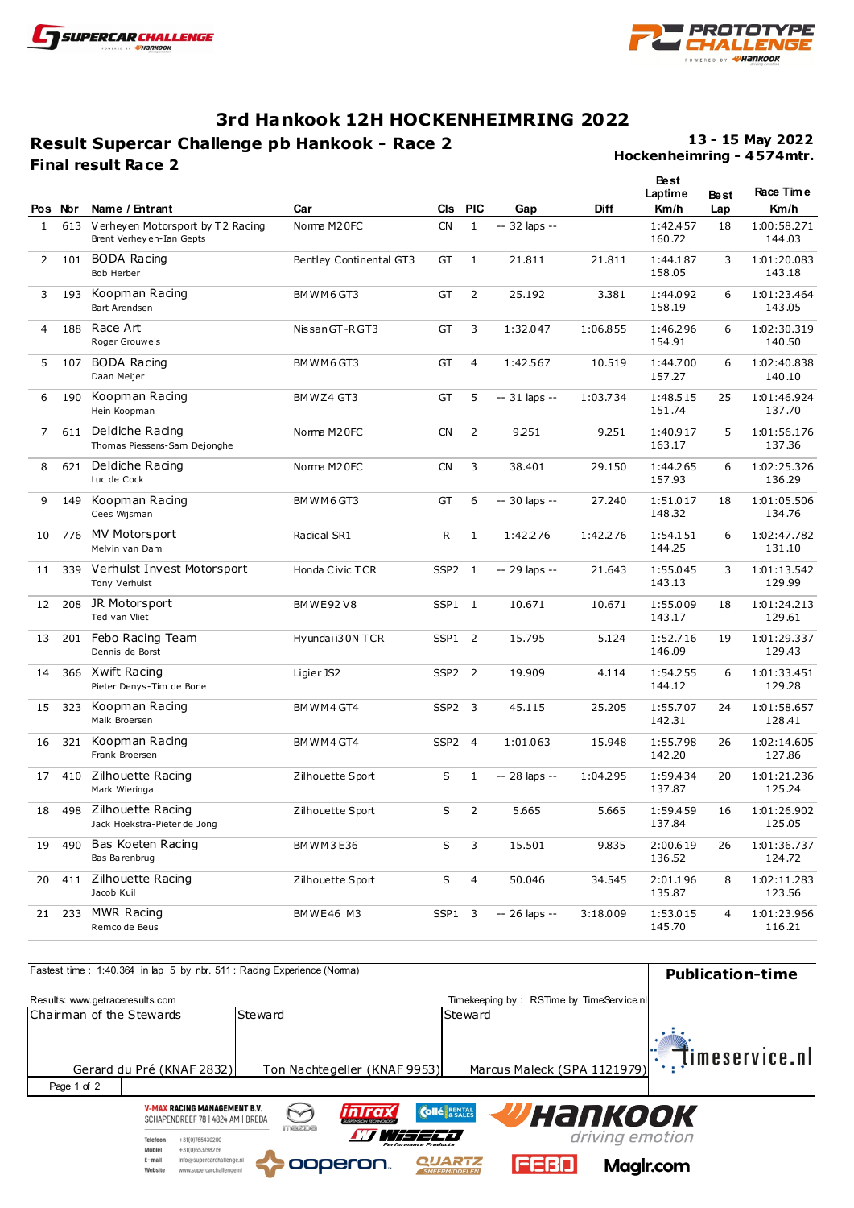# 3rd Hankook 12H HOCKENHEIMRING 2022

## Result Supercar Challenge pb Hankook - Race 2

**13 - 15 May 2022**
**Hockenheimring - 4574mtr.**

### Final result Race 2

| Pos | Nbr | Name / Entrant | Car | Cls | PIC | Gap | Diff | Best Laptime Km/h | Best Lap | Race Time Km/h |
|---|---|---|---|---|---|---|---|---|---|---|
| 1 | 613 | Verheyen Motorsport by T2 Racing<br>Brent Verheyen-Ian Gepts | Norma M20FC | CN | 1 | -- 32 laps -- | | 1:42.457<br>160.72 | 18 | 1:00:58.271<br>144.03 |
| 2 | 101 | BODA Racing<br>Bob Herber | Bentley Continental GT3 | GT | 1 | 21.811 | 21.811 | 1:44.187<br>158.05 | 3 | 1:01:20.083<br>143.18 |
| 3 | 193 | Koopman Racing<br>Bart Arendsen | BMW M6 GT3 | GT | 2 | 25.192 | 3.381 | 1:44.092<br>158.19 | 6 | 1:01:23.464<br>143.05 |
| 4 | 188 | Race Art<br>Roger Grouwels | Nissan GT-R GT3 | GT | 3 | 1:32.047 | 1:06.855 | 1:46.296<br>154.91 | 6 | 1:02:30.319<br>140.50 |
| 5 | 107 | BODA Racing<br>Daan Meijer | BMW M6 GT3 | GT | 4 | 1:42.567 | 10.519 | 1:44.700<br>157.27 | 6 | 1:02:40.838<br>140.10 |
| 6 | 190 | Koopman Racing<br>Hein Koopman | BMW Z4 GT3 | GT | 5 | -- 31 laps -- | 1:03.734 | 1:48.515<br>151.74 | 25 | 1:01:46.924<br>137.70 |
| 7 | 611 | Deldiche Racing<br>Thomas Piessens-Sam Dejonghe | Norma M20FC | CN | 2 | 9.251 | 9.251 | 1:40.917<br>163.17 | 5 | 1:01:56.176<br>137.36 |
| 8 | 621 | Deldiche Racing<br>Luc de Cock | Norma M20FC | CN | 3 | 38.401 | 29.150 | 1:44.265<br>157.93 | 6 | 1:02:25.326<br>136.29 |
| 9 | 149 | Koopman Racing<br>Cees Wijsman | BMW M6 GT3 | GT | 6 | -- 30 laps -- | 27.240 | 1:51.017<br>148.32 | 18 | 1:01:05.506<br>134.76 |
| 10 | 776 | MV Motorsport<br>Melvin van Dam | Radical SR1 | R | 1 | 1:42.276 | 1:42.276 | 1:54.151<br>144.25 | 6 | 1:02:47.782<br>131.10 |
| 11 | 339 | Verhulst Invest Motorsport<br>Tony Verhulst | Honda Civic TCR | SSP2 | 1 | -- 29 laps -- | 21.643 | 1:55.045<br>143.13 | 3 | 1:01:13.542<br>129.99 |
| 12 | 208 | JR Motorsport<br>Ted van Vliet | BMW E92 V8 | SSP1 | 1 | 10.671 | 10.671 | 1:55.009<br>143.17 | 18 | 1:01:24.213<br>129.61 |
| 13 | 201 | Febo Racing Team<br>Dennis de Borst | Hyundai i30N TCR | SSP1 | 2 | 15.795 | 5.124 | 1:52.716<br>146.09 | 19 | 1:01:29.337<br>129.43 |
| 14 | 366 | Xwift Racing<br>Pieter Denys-Tim de Borle | Ligier JS2 | SSP2 | 2 | 19.909 | 4.114 | 1:54.255<br>144.12 | 6 | 1:01:33.451<br>129.28 |
| 15 | 323 | Koopman Racing<br>Maik Broersen | BMW M4 GT4 | SSP2 | 3 | 45.115 | 25.205 | 1:55.707<br>142.31 | 24 | 1:01:58.657<br>128.41 |
| 16 | 321 | Koopman Racing<br>Frank Broersen | BMW M4 GT4 | SSP2 | 4 | 1:01.063 | 15.948 | 1:55.798<br>142.20 | 26 | 1:02:14.605<br>127.86 |
| 17 | 410 | Zilhouette Racing<br>Mark Wieringa | Zilhouette Sport | S | 1 | -- 28 laps -- | 1:04.295 | 1:59.434<br>137.87 | 20 | 1:01:21.236<br>125.24 |
| 18 | 498 | Zilhouette Racing<br>Jack Hoekstra-Pieter de Jong | Zilhouette Sport | S | 2 | 5.665 | 5.665 | 1:59.459<br>137.84 | 16 | 1:01:26.902<br>125.05 |
| 19 | 490 | Bas Koeten Racing<br>Bas Barenbrug | BMW M3 E36 | S | 3 | 15.501 | 9.835 | 2:00.619<br>136.52 | 26 | 1:01:36.737<br>124.72 |
| 20 | 411 | Zilhouette Racing<br>Jacob Kuil | Zilhouette Sport | S | 4 | 50.046 | 34.545 | 2:01.196<br>135.87 | 8 | 1:02:11.283<br>123.56 |
| 21 | 233 | MWR Racing<br>Remco de Beus | BMW E46 M3 | SSP1 | 3 | -- 26 laps -- | 3:18.009 | 1:53.015<br>145.70 | 4 | 1:01:23.966<br>116.21 |

Fastest time : 1:40.364 in lap 5 by nbr. 511 : Racing Experience (Norma)

**Publication-time**

Results: www.getraceresults.com

Timekeeping by : RSTime by TimeService.nl

| Chairman of the Stewards | Steward | Steward |
|---|---|---|
| Gerard du Pré (KNAF 2832) | Ton Nachtegeller (KNAF 9953) | Marcus Maleck (SPA 1121979) |

V-MAX RACING MANAGEMENT B.V.
SCHAPENDREEF 78 | 4824 AM | BREDA

Telefoon +31(0)765430200
Mobiel +31(0)653798219
E-mail info@supercarchallenge.nl
Website www.supercarchallenge.nl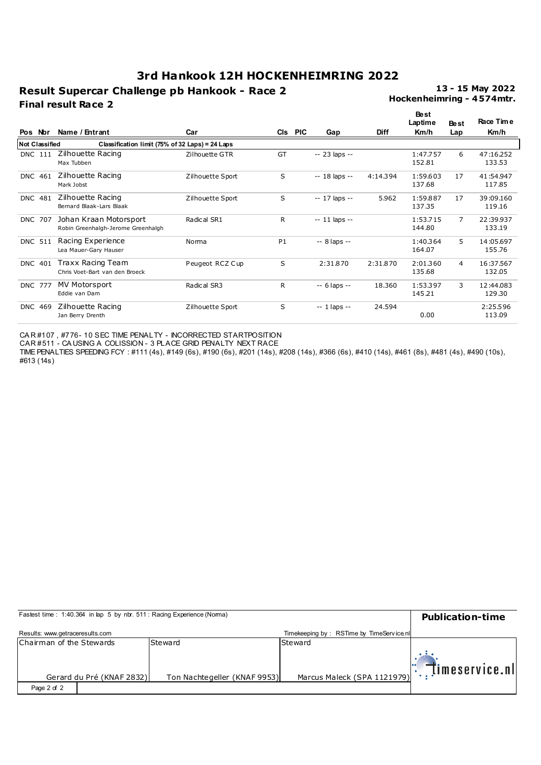# 3rd Hankook 12H HOCKENHEIMRING 2022

## Result Supercar Challenge pb Hankook - Race 2

**13 - 15 May 2022**
**Hockenheimring - 4574mtr.**

### Final result Race 2

| Pos | Nbr | Name / Entrant | Car | Cls | PIC | Gap | Diff | Best Laptime Km/h | Best Lap | Race Time Km/h |
|---|---|---|---|---|---|---|---|---|---|---|
| **Not Classified** | | **Classification limit (75% of 32 Laps) = 24 Laps** | | | | | | | | |
| DNC | 111 | Zilhouette Racing<br>Max Tubben | Zilhouette GTR | GT | | -- 23 laps -- | | 1:47.757<br>152.81 | 6 | 47:16.252<br>133.53 |
| DNC | 461 | Zilhouette Racing<br>Mark Jobst | Zilhouette Sport | S | | -- 18 laps -- | 4:14.394 | 1:59.603<br>137.68 | 17 | 41:54.947<br>117.85 |
| DNC | 481 | Zilhouette Racing<br>Bernard Blaak-Lars Blaak | Zilhouette Sport | S | | -- 17 laps -- | 5.962 | 1:59.887<br>137.35 | 17 | 39:09.160<br>119.16 |
| DNC | 707 | Johan Kraan Motorsport<br>Robin Greenhalgh-Jerome Greenhalgh | Radical SR1 | R | | -- 11 laps -- | | 1:53.715<br>144.80 | 7 | 22:39.937<br>133.19 |
| DNC | 511 | Racing Experience<br>Lea Mauer-Gary Hauser | Norma | P1 | | -- 8 laps -- | | 1:40.364<br>164.07 | 5 | 14:05.697<br>155.76 |
| DNC | 401 | Traxx Racing Team<br>Chris Voet-Bart van den Broeck | Peugeot RCZ Cup | S | | 2:31.870 | 2:31.870 | 2:01.360<br>135.68 | 4 | 16:37.567<br>132.05 |
| DNC | 777 | MV Motorsport<br>Eddie van Dam | Radical SR3 | R | | -- 6 laps -- | 18.360 | 1:53.397<br>145.21 | 3 | 12:44.083<br>129.30 |
| DNC | 469 | Zilhouette Racing<br>Jan Berry Drenth | Zilhouette Sport | S | | -- 1 laps -- | 24.594 | 0.00 | | 2:25.596<br>113.09 |

CAR #107 , #776- 10 SEC TIME PENALTY - INCORRECTED STARTPOSITION
CAR #511 - CAUSING A COLISSION - 3 PLACE GRID PENALTY NEXT RACE
TIME PENALTIES SPEEDING FCY : #111 (4s), #149 (6s), #190 (6s), #201 (14s), #208 (14s), #366 (6s), #410 (14s), #461 (8s), #481 (4s), #490 (10s), #613 (14s)

Fastest time : 1:40.364 in lap 5 by nbr. 511 : Racing Experience (Norma)

**Publication-time**

Results: www.getraceresults.com

Timekeeping by : RSTime by TimeService.nl

| Chairman of the Stewards | Steward | Steward |
|---|---|---|
| Gerard du Pré (KNAF 2832) | Ton Nachtegeller (KNAF 9953) | Marcus Maleck (SPA 1121979) |

timeservice.nl